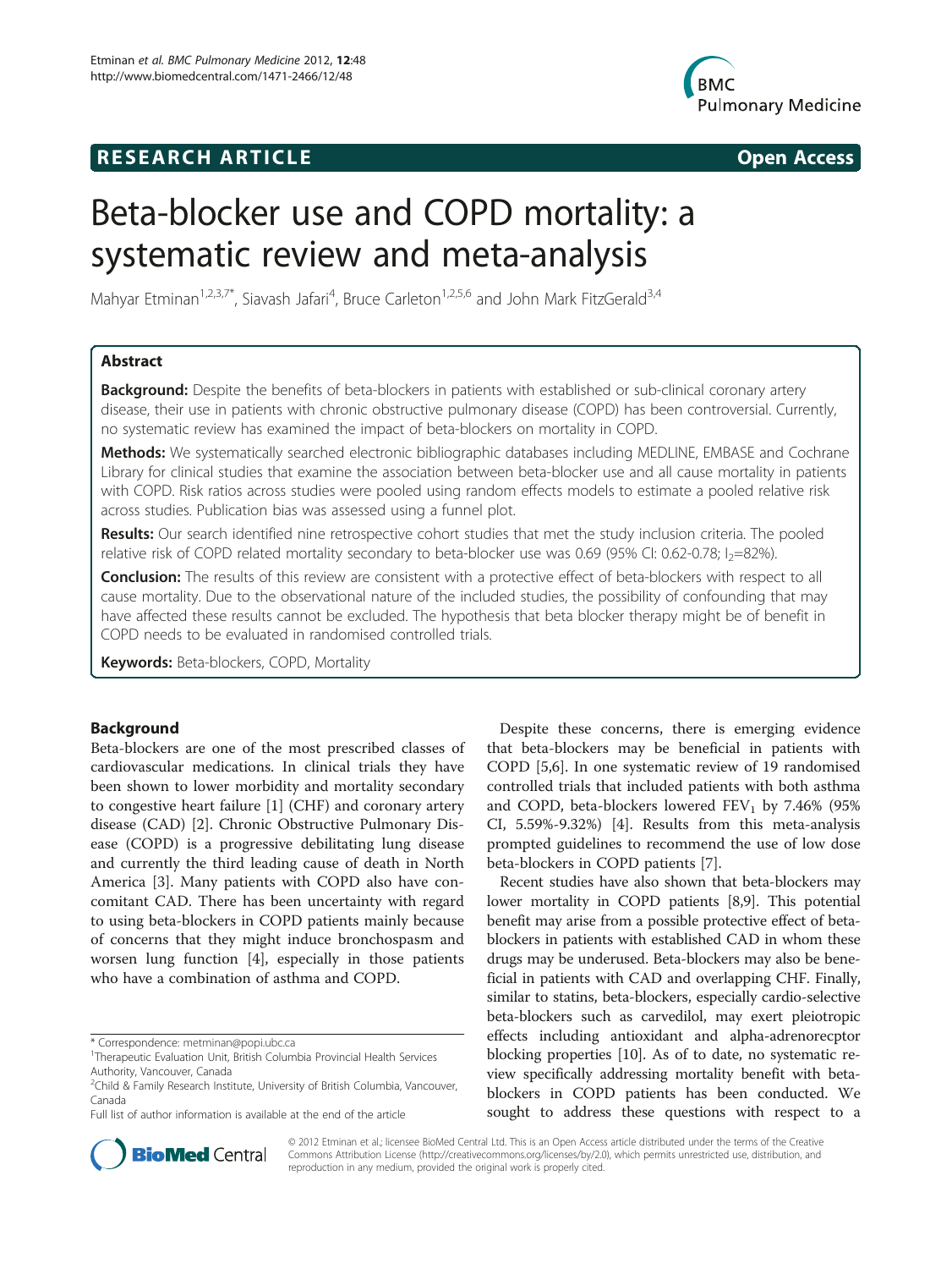# Beta-blocker use and COPD mortality: a systematic review and meta-analysis

Mahyar Etminan[1,2,3,7*], Siavash Jafari[4], Bruce Carleton[1,2,5,6] and John Mark FitzGerald[3,4]

## Abstract

**Background:** Despite the benefits of beta-blockers in patients with established or sub-clinical coronary artery disease, their use in patients with chronic obstructive pulmonary disease (COPD) has been controversial. Currently, no systematic review has examined the impact of beta-blockers on mortality in COPD.

**Methods:** We systematically searched electronic bibliographic databases including MEDLINE, EMBASE and Cochrane Library for clinical studies that examine the association between beta-blocker use and all cause mortality in patients with COPD. Risk ratios across studies were pooled using random effects models to estimate a pooled relative risk across studies. Publication bias was assessed using a funnel plot.

**Results:** Our search identified nine retrospective cohort studies that met the study inclusion criteria. The pooled relative risk of COPD related mortality secondary to beta-blocker use was 0.69 (95% CI: 0.62-0.78; $I_2$=82%).

**Conclusion:** The results of this review are consistent with a protective effect of beta-blockers with respect to all cause mortality. Due to the observational nature of the included studies, the possibility of confounding that may have affected these results cannot be excluded. The hypothesis that beta blocker therapy might be of benefit in COPD needs to be evaluated in randomised controlled trials.

**Keywords:** Beta-blockers, COPD, Mortality

## Background

Beta-blockers are one of the most prescribed classes of cardiovascular medications. In clinical trials they have been shown to lower morbidity and mortality secondary to congestive heart failure [1] (CHF) and coronary artery disease (CAD) [2]. Chronic Obstructive Pulmonary Disease (COPD) is a progressive debilitating lung disease and currently the third leading cause of death in North America [3]. Many patients with COPD also have concomitant CAD. There has been uncertainty with regard to using beta-blockers in COPD patients mainly because of concerns that they might induce bronchospasm and worsen lung function [4], especially in those patients who have a combination of asthma and COPD.

Despite these concerns, there is emerging evidence that beta-blockers may be beneficial in patients with COPD [5,6]. In one systematic review of 19 randomised controlled trials that included patients with both asthma and COPD, beta-blockers lowered $FEV_1$ by 7.46% (95% CI, 5.59%-9.32%) [4]. Results from this meta-analysis prompted guidelines to recommend the use of low dose beta-blockers in COPD patients [7].

Recent studies have also shown that beta-blockers may lower mortality in COPD patients [8,9]. This potential benefit may arise from a possible protective effect of beta-blockers in patients with established CAD in whom these drugs may be underused. Beta-blockers may also be beneficial in patients with CAD and overlapping CHF. Finally, similar to statins, beta-blockers, especially cardio-selective beta-blockers such as carvedilol, may exert pleiotropic effects including antioxidant and alpha-adrenorecptor blocking properties [10]. As of to date, no systematic review specifically addressing mortality benefit with beta-blockers in COPD patients has been conducted. We sought to address these questions with respect to a

\* Correspondence: metminan@popi.ubc.ca
[1]Therapeutic Evaluation Unit, British Columbia Provincial Health Services Authority, Vancouver, Canada
[2]Child & Family Research Institute, University of British Columbia, Vancouver, Canada
Full list of author information is available at the end of the article

© 2012 Etminan et al.; licensee BioMed Central Ltd. This is an Open Access article distributed under the terms of the Creative Commons Attribution License (http://creativecommons.org/licenses/by/2.0), which permits unrestricted use, distribution, and reproduction in any medium, provided the original work is properly cited.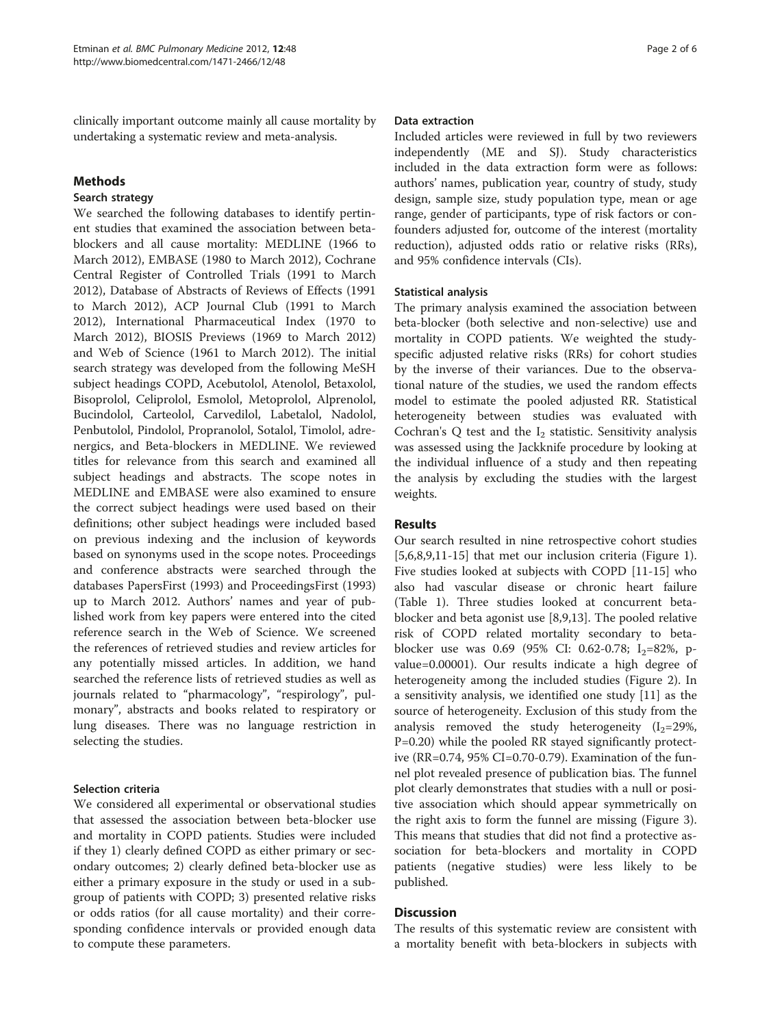clinically important outcome mainly all cause mortality by undertaking a systematic review and meta-analysis.

## Methods

### Search strategy

We searched the following databases to identify pertinent studies that examined the association between beta-blockers and all cause mortality: MEDLINE (1966 to March 2012), EMBASE (1980 to March 2012), Cochrane Central Register of Controlled Trials (1991 to March 2012), Database of Abstracts of Reviews of Effects (1991 to March 2012), ACP Journal Club (1991 to March 2012), International Pharmaceutical Index (1970 to March 2012), BIOSIS Previews (1969 to March 2012) and Web of Science (1961 to March 2012). The initial search strategy was developed from the following MeSH subject headings COPD, Acebutolol, Atenolol, Betaxolol, Bisoprolol, Celiprolol, Esmolol, Metoprolol, Alprenolol, Bucindolol, Carteolol, Carvedilol, Labetalol, Nadolol, Penbutolol, Pindolol, Propranolol, Sotalol, Timolol, adrenergics, and Beta-blockers in MEDLINE. We reviewed titles for relevance from this search and examined all subject headings and abstracts. The scope notes in MEDLINE and EMBASE were also examined to ensure the correct subject headings were used based on their definitions; other subject headings were included based on previous indexing and the inclusion of keywords based on synonyms used in the scope notes. Proceedings and conference abstracts were searched through the databases PapersFirst (1993) and ProceedingsFirst (1993) up to March 2012. Authors' names and year of published work from key papers were entered into the cited reference search in the Web of Science. We screened the references of retrieved studies and review articles for any potentially missed articles. In addition, we hand searched the reference lists of retrieved studies as well as journals related to "pharmacology", "respirology", pulmonary", abstracts and books related to respiratory or lung diseases. There was no language restriction in selecting the studies.

### Selection criteria

We considered all experimental or observational studies that assessed the association between beta-blocker use and mortality in COPD patients. Studies were included if they 1) clearly defined COPD as either primary or secondary outcomes; 2) clearly defined beta-blocker use as either a primary exposure in the study or used in a subgroup of patients with COPD; 3) presented relative risks or odds ratios (for all cause mortality) and their corresponding confidence intervals or provided enough data to compute these parameters.

### Data extraction

Included articles were reviewed in full by two reviewers independently (ME and SJ). Study characteristics included in the data extraction form were as follows: authors' names, publication year, country of study, study design, sample size, study population type, mean or age range, gender of participants, type of risk factors or confounders adjusted for, outcome of the interest (mortality reduction), adjusted odds ratio or relative risks (RRs), and 95% confidence intervals (CIs).

### Statistical analysis

The primary analysis examined the association between beta-blocker (both selective and non-selective) use and mortality in COPD patients. We weighted the study-specific adjusted relative risks (RRs) for cohort studies by the inverse of their variances. Due to the observational nature of the studies, we used the random effects model to estimate the pooled adjusted RR. Statistical heterogeneity between studies was evaluated with Cochran's Q test and the $I_2$ statistic. Sensitivity analysis was assessed using the Jackknife procedure by looking at the individual influence of a study and then repeating the analysis by excluding the studies with the largest weights.

## Results

Our search resulted in nine retrospective cohort studies [5,6,8,9,11-15] that met our inclusion criteria (Figure 1). Five studies looked at subjects with COPD [11-15] who also had vascular disease or chronic heart failure (Table 1). Three studies looked at concurrent beta-blocker and beta agonist use [8,9,13]. The pooled relative risk of COPD related mortality secondary to beta-blocker use was 0.69 (95% CI: 0.62-0.78; $I_2$=82%, p-value=0.00001). Our results indicate a high degree of heterogeneity among the included studies (Figure 2). In a sensitivity analysis, we identified one study [11] as the source of heterogeneity. Exclusion of this study from the analysis removed the study heterogeneity ($I_2$=29%, P=0.20) while the pooled RR stayed significantly protective (RR=0.74, 95% CI=0.70-0.79). Examination of the funnel plot revealed presence of publication bias. The funnel plot clearly demonstrates that studies with a null or positive association which should appear symmetrically on the right axis to form the funnel are missing (Figure 3). This means that studies that did not find a protective association for beta-blockers and mortality in COPD patients (negative studies) were less likely to be published.

## Discussion

The results of this systematic review are consistent with a mortality benefit with beta-blockers in subjects with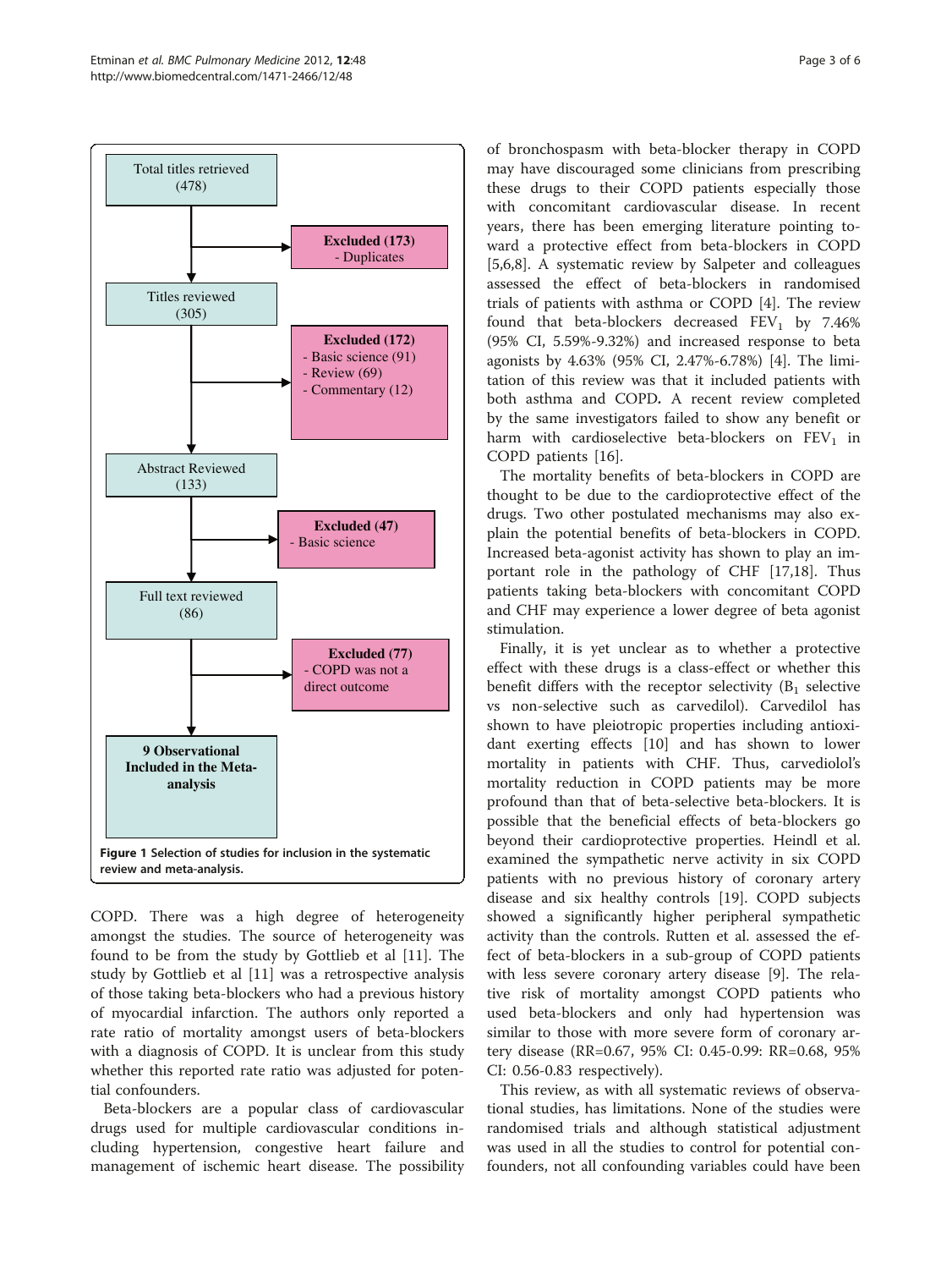Total titles retrieved (478)

Excluded (173)
- Duplicates

Titles reviewed (305)

Excluded (172)
- Basic science (91)
- Review (69)
- Commentary (12)

Abstract Reviewed (133)

Excluded (47)
- Basic science

Full text reviewed (86)

Excluded (77)
- COPD was not a direct outcome

**9 Observational Included in the Meta-analysis**

**Figure 1** Selection of studies for inclusion in the systematic review and meta-analysis.

COPD. There was a high degree of heterogeneity amongst the studies. The source of heterogeneity was found to be from the study by Gottlieb et al [11]. The study by Gottlieb et al [11] was a retrospective analysis of those taking beta-blockers who had a previous history of myocardial infarction. The authors only reported a rate ratio of mortality amongst users of beta-blockers with a diagnosis of COPD. It is unclear from this study whether this reported rate ratio was adjusted for potential confounders.

Beta-blockers are a popular class of cardiovascular drugs used for multiple cardiovascular conditions including hypertension, congestive heart failure and management of ischemic heart disease. The possibility of bronchospasm with beta-blocker therapy in COPD may have discouraged some clinicians from prescribing these drugs to their COPD patients especially those with concomitant cardiovascular disease. In recent years, there has been emerging literature pointing toward a protective effect from beta-blockers in COPD [5,6,8]. A systematic review by Salpeter and colleagues assessed the effect of beta-blockers in randomised trials of patients with asthma or COPD [4]. The review found that beta-blockers decreased $FEV_1$ by 7.46% (95% CI, 5.59%-9.32%) and increased response to beta agonists by 4.63% (95% CI, 2.47%-6.78%) [4]. The limitation of this review was that it included patients with both asthma and COPD**.** A recent review completed by the same investigators failed to show any benefit or harm with cardioselective beta-blockers on $FEV_1$ in COPD patients [16].

The mortality benefits of beta-blockers in COPD are thought to be due to the cardioprotective effect of the drugs. Two other postulated mechanisms may also explain the potential benefits of beta-blockers in COPD. Increased beta-agonist activity has shown to play an important role in the pathology of CHF [17,18]. Thus patients taking beta-blockers with concomitant COPD and CHF may experience a lower degree of beta agonist stimulation.

Finally, it is yet unclear as to whether a protective effect with these drugs is a class-effect or whether this benefit differs with the receptor selectivity ($B_1$ selective vs non-selective such as carvedilol). Carvedilol has shown to have pleiotropic properties including antioxidant exerting effects [10] and has shown to lower mortality in patients with CHF. Thus, carvediolol's mortality reduction in COPD patients may be more profound than that of beta-selective beta-blockers. It is possible that the beneficial effects of beta-blockers go beyond their cardioprotective properties. Heindl et al. examined the sympathetic nerve activity in six COPD patients with no previous history of coronary artery disease and six healthy controls [19]. COPD subjects showed a significantly higher peripheral sympathetic activity than the controls. Rutten et al. assessed the effect of beta-blockers in a sub-group of COPD patients with less severe coronary artery disease [9]. The relative risk of mortality amongst COPD patients who used beta-blockers and only had hypertension was similar to those with more severe form of coronary artery disease (RR=0.67, 95% CI: 0.45-0.99: RR=0.68, 95% CI: 0.56-0.83 respectively).

This review, as with all systematic reviews of observational studies, has limitations. None of the studies were randomised trials and although statistical adjustment was used in all the studies to control for potential confounders, not all confounding variables could have been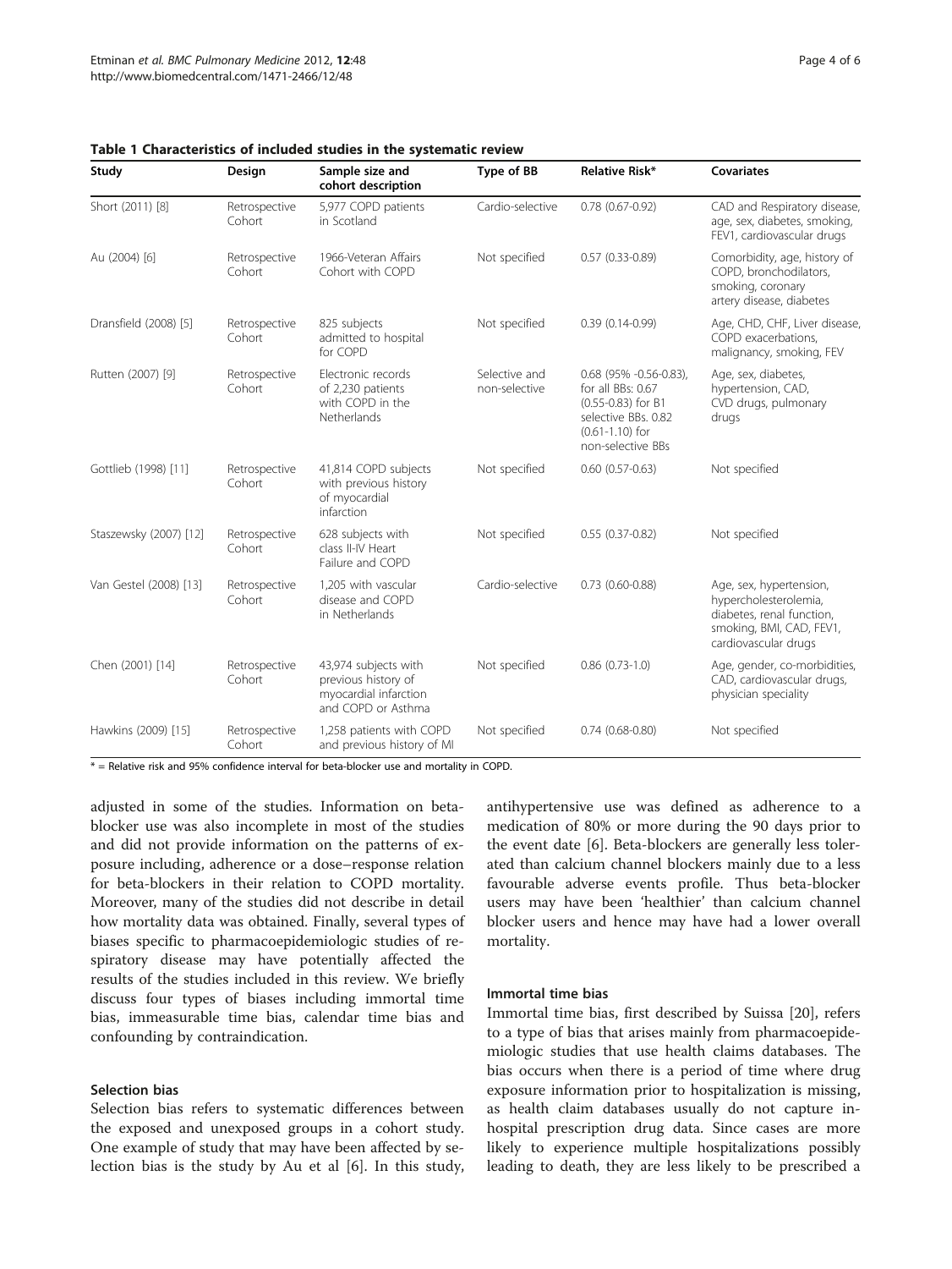**Table 1 Characteristics of included studies in the systematic review**

| Study | Design | Sample size and cohort description | Type of BB | Relative Risk* | Covariates |
|---|---|---|---|---|---|
| Short (2011) [8] | Retrospective Cohort | 5,977 COPD patients in Scotland | Cardio-selective | 0.78 (0.67-0.92) | CAD and Respiratory disease, age, sex, diabetes, smoking, FEV1, cardiovascular drugs |
| Au (2004) [6] | Retrospective Cohort | 1966-Veteran Affairs Cohort with COPD | Not specified | 0.57 (0.33-0.89) | Comorbidity, age, history of COPD, bronchodilators, smoking, coronary artery disease, diabetes |
| Dransfield (2008) [5] | Retrospective Cohort | 825 subjects admitted to hospital for COPD | Not specified | 0.39 (0.14-0.99) | Age, CHD, CHF, Liver disease, COPD exacerbations, malignancy, smoking, FEV |
| Rutten (2007) [9] | Retrospective Cohort | Electronic records of 2,230 patients with COPD in the Netherlands | Selective and non-selective | 0.68 (95% -0.56-0.83), for all BBs: 0.67 (0.55-0.83) for B1 selective BBs. 0.82 (0.61-1.10) for non-selective BBs | Age, sex, diabetes, hypertension, CAD, CVD drugs, pulmonary drugs |
| Gottlieb (1998) [11] | Retrospective Cohort | 41,814 COPD subjects with previous history of myocardial infarction | Not specified | 0.60 (0.57-0.63) | Not specified |
| Staszewsky (2007) [12] | Retrospective Cohort | 628 subjects with class II-IV Heart Failure and COPD | Not specified | 0.55 (0.37-0.82) | Not specified |
| Van Gestel (2008) [13] | Retrospective Cohort | 1,205 with vascular disease and COPD in Netherlands | Cardio-selective | 0.73 (0.60-0.88) | Age, sex, hypertension, hypercholesterolemia, diabetes, renal function, smoking, BMI, CAD, FEV1, cardiovascular drugs |
| Chen (2001) [14] | Retrospective Cohort | 43,974 subjects with previous history of myocardial infarction and COPD or Asthma | Not specified | 0.86 (0.73-1.0) | Age, gender, co-morbidities, CAD, cardiovascular drugs, physician speciality |
| Hawkins (2009) [15] | Retrospective Cohort | 1,258 patients with COPD and previous history of MI | Not specified | 0.74 (0.68-0.80) | Not specified |

* = Relative risk and 95% confidence interval for beta-blocker use and mortality in COPD.

adjusted in some of the studies. Information on beta-blocker use was also incomplete in most of the studies and did not provide information on the patterns of exposure including, adherence or a dose–response relation for beta-blockers in their relation to COPD mortality. Moreover, many of the studies did not describe in detail how mortality data was obtained. Finally, several types of biases specific to pharmacoepidemiologic studies of respiratory disease may have potentially affected the results of the studies included in this review. We briefly discuss four types of biases including immortal time bias, immeasurable time bias, calendar time bias and confounding by contraindication.

### Selection bias

Selection bias refers to systematic differences between the exposed and unexposed groups in a cohort study. One example of study that may have been affected by selection bias is the study by Au et al [6]. In this study, antihypertensive use was defined as adherence to a medication of 80% or more during the 90 days prior to the event date [6]. Beta-blockers are generally less tolerated than calcium channel blockers mainly due to a less favourable adverse events profile. Thus beta-blocker users may have been 'healthier' than calcium channel blocker users and hence may have had a lower overall mortality.

### Immortal time bias

Immortal time bias, first described by Suissa [20], refers to a type of bias that arises mainly from pharmacoepidemiologic studies that use health claims databases. The bias occurs when there is a period of time where drug exposure information prior to hospitalization is missing, as health claim databases usually do not capture in-hospital prescription drug data. Since cases are more likely to experience multiple hospitalizations possibly leading to death, they are less likely to be prescribed a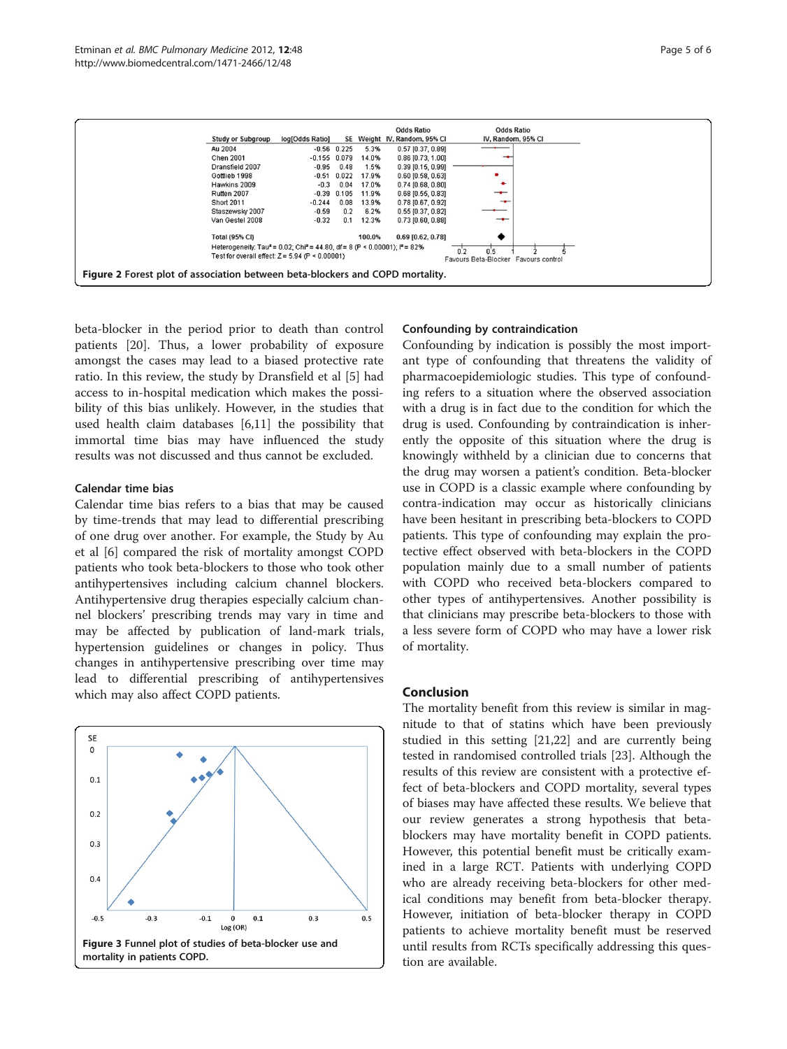| Study or Subgroup | log[Odds Ratio] | SE | Weight | Odds Ratio IV, Random, 95% CI |
|---|---|---|---|---|
| Au 2004 | -0.56 | 0.225 | 5.3% | 0.57 [0.37, 0.89] |
| Chen 2001 | -0.155 | 0.079 | 14.0% | 0.86 [0.73, 1.00] |
| Dransfield 2007 | -0.95 | 0.48 | 1.5% | 0.39 [0.15, 0.99] |
| Gottlieb 1998 | -0.51 | 0.022 | 17.9% | 0.60 [0.58, 0.63] |
| Hawkins 2009 | -0.3 | 0.04 | 17.0% | 0.74 [0.68, 0.80] |
| Rutten 2007 | -0.39 | 0.105 | 11.9% | 0.68 [0.55, 0.83] |
| Short 2011 | -0.244 | 0.08 | 13.9% | 0.78 [0.67, 0.92] |
| Staszewsky 2007 | -0.59 | 0.2 | 6.2% | 0.55 [0.37, 0.82] |
| Van Gestel 2008 | -0.32 | 0.1 | 12.3% | 0.73 [0.60, 0.88] |
| **Total (95% CI)** | | | 100.0% | **0.69 [0.62, 0.78]** |

Heterogeneity: $Tau^2 = 0.02$; $Chi^2 = 44.80$, $df = 8$ ($P < 0.00001$); $I^2 = 82\%$
Test for overall effect: $Z = 5.94$ ($P < 0.00001$)

Favours Beta-Blocker / Favours control

**Figure 2** Forest plot of association between beta-blockers and COPD mortality.

beta-blocker in the period prior to death than control patients [20]. Thus, a lower probability of exposure amongst the cases may lead to a biased protective rate ratio. In this review, the study by Dransfield et al [5] had access to in-hospital medication which makes the possibility of this bias unlikely. However, in the studies that used health claim databases [6,11] the possibility that immortal time bias may have influenced the study results was not discussed and thus cannot be excluded.

### Calendar time bias

Calendar time bias refers to a bias that may be caused by time-trends that may lead to differential prescribing of one drug over another. For example, the Study by Au et al [6] compared the risk of mortality amongst COPD patients who took beta-blockers to those who took other antihypertensives including calcium channel blockers. Antihypertensive drug therapies especially calcium channel blockers' prescribing trends may vary in time and may be affected by publication of land-mark trials, hypertension guidelines or changes in policy. Thus changes in antihypertensive prescribing over time may lead to differential prescribing of antihypertensives which may also affect COPD patients.

**Figure 3** Funnel plot of studies of beta-blocker use and mortality in patients COPD.

### Confounding by contraindication

Confounding by indication is possibly the most important type of confounding that threatens the validity of pharmacoepidemiologic studies. This type of confounding refers to a situation where the observed association with a drug is in fact due to the condition for which the drug is used. Confounding by contraindication is inherently the opposite of this situation where the drug is knowingly withheld by a clinician due to concerns that the drug may worsen a patient's condition. Beta-blocker use in COPD is a classic example where confounding by contra-indication may occur as historically clinicians have been hesitant in prescribing beta-blockers to COPD patients. This type of confounding may explain the protective effect observed with beta-blockers in the COPD population mainly due to a small number of patients with COPD who received beta-blockers compared to other types of antihypertensives. Another possibility is that clinicians may prescribe beta-blockers to those with a less severe form of COPD who may have a lower risk of mortality.

## Conclusion

The mortality benefit from this review is similar in magnitude to that of statins which have been previously studied in this setting [21,22] and are currently being tested in randomised controlled trials [23]. Although the results of this review are consistent with a protective effect of beta-blockers and COPD mortality, several types of biases may have affected these results. We believe that our review generates a strong hypothesis that beta-blockers may have mortality benefit in COPD patients. However, this potential benefit must be critically examined in a large RCT. Patients with underlying COPD who are already receiving beta-blockers for other medical conditions may benefit from beta-blocker therapy. However, initiation of beta-blocker therapy in COPD patients to achieve mortality benefit must be reserved until results from RCTs specifically addressing this question are available.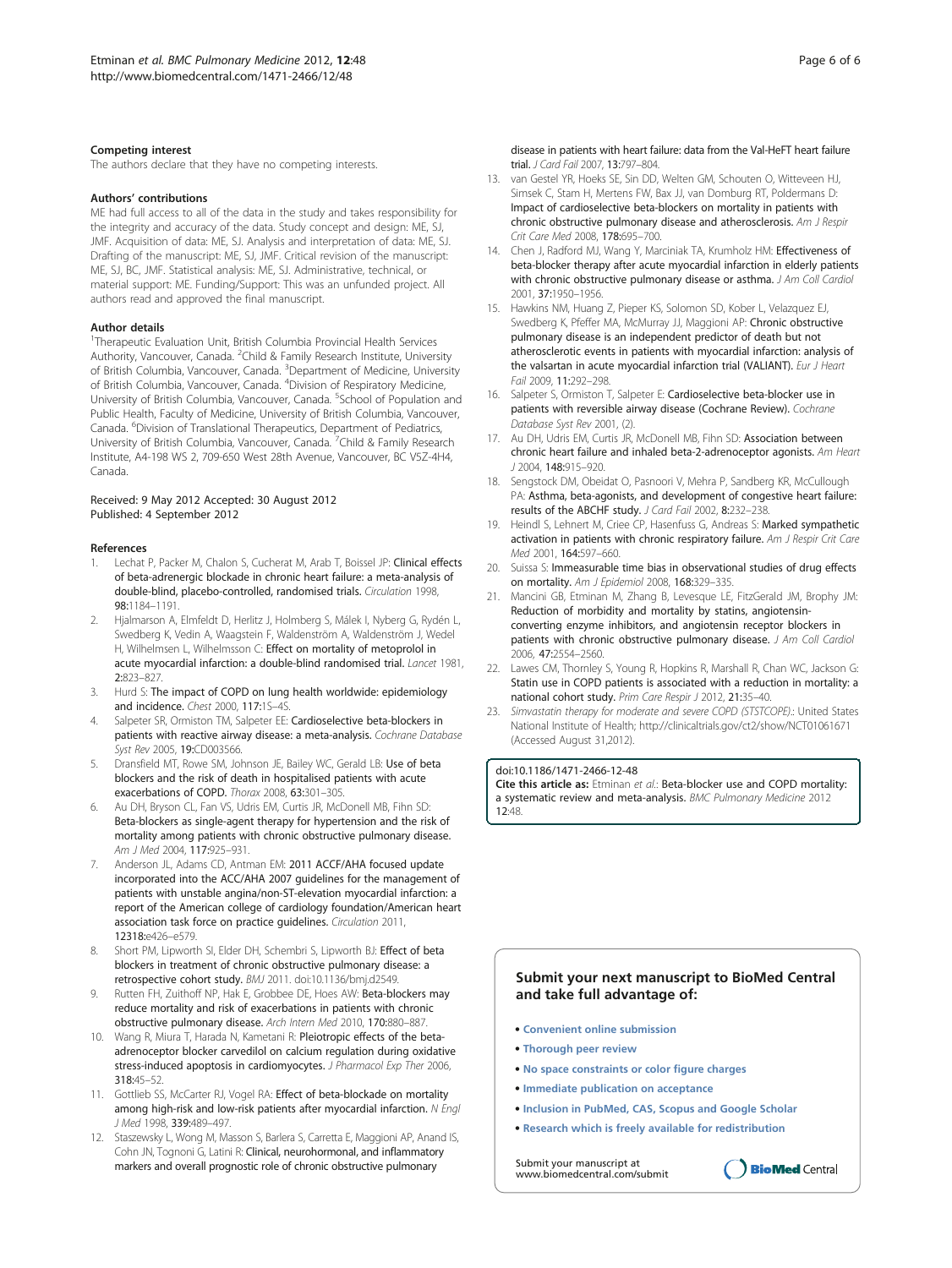### Competing interest

The authors declare that they have no competing interests.

### Authors' contributions

ME had full access to all of the data in the study and takes responsibility for the integrity and accuracy of the data. Study concept and design: ME, SJ, JMF. Acquisition of data: ME, SJ. Analysis and interpretation of data: ME, SJ. Drafting of the manuscript: ME, SJ, JMF. Critical revision of the manuscript: ME, SJ, BC, JMF. Statistical analysis: ME, SJ. Administrative, technical, or material support: ME. Funding/Support: This was an unfunded project. All authors read and approved the final manuscript.

### Author details

[1]Therapeutic Evaluation Unit, British Columbia Provincial Health Services Authority, Vancouver, Canada. [2]Child & Family Research Institute, University of British Columbia, Vancouver, Canada. [3]Department of Medicine, University of British Columbia, Vancouver, Canada. [4]Division of Respiratory Medicine, University of British Columbia, Vancouver, Canada. [5]School of Population and Public Health, Faculty of Medicine, University of British Columbia, Vancouver, Canada. [6]Division of Translational Therapeutics, Department of Pediatrics, University of British Columbia, Vancouver, Canada. [7]Child & Family Research Institute, A4-198 WS 2, 709-650 West 28th Avenue, Vancouver, BC V5Z-4H4, Canada.

Received: 9 May 2012 Accepted: 30 August 2012
Published: 4 September 2012

### References

1. Lechat P, Packer M, Chalon S, Cucherat M, Arab T, Boissel JP: **Clinical effects of beta-adrenergic blockade in chronic heart failure: a meta-analysis of double-blind, placebo-controlled, randomised trials.** *Circulation* 1998, **98:**1184–1191.
2. Hjalmarson A, Elmfeldt D, Herlitz J, Holmberg S, Málek I, Nyberg G, Rydén L, Swedberg K, Vedin A, Waagstein F, Waldenström A, Waldenström J, Wedel H, Wilhelmsen L, Wilhelmsson C: **Effect on mortality of metoprolol in acute myocardial infarction: a double-blind randomised trial.** *Lancet* 1981, **2:**823–827.
3. Hurd S: **The impact of COPD on lung health worldwide: epidemiology and incidence.** *Chest* 2000, **117:**1S–4S.
4. Salpeter SR, Ormiston TM, Salpeter EE: **Cardioselective beta-blockers in patients with reactive airway disease: a meta-analysis.** *Cochrane Database Syst Rev* 2005, **19:**CD003566.
5. Dransfield MT, Rowe SM, Johnson JE, Bailey WC, Gerald LB: **Use of beta blockers and the risk of death in hospitalised patients with acute exacerbations of COPD.** *Thorax* 2008, **63:**301–305.
6. Au DH, Bryson CL, Fan VS, Udris EM, Curtis JR, McDonell MB, Fihn SD: **Beta-blockers as single-agent therapy for hypertension and the risk of mortality among patients with chronic obstructive pulmonary disease.** *Am J Med* 2004, **117:**925–931.
7. Anderson JL, Adams CD, Antman EM: **2011 ACCF/AHA focused update incorporated into the ACC/AHA 2007 guidelines for the management of patients with unstable angina/non-ST-elevation myocardial infarction: a report of the American college of cardiology foundation/American heart association task force on practice guidelines.** *Circulation* 2011, **12318:**e426–e579.
8. Short PM, Lipworth SI, Elder DH, Schembri S, Lipworth BJ: **Effect of beta blockers in treatment of chronic obstructive pulmonary disease: a retrospective cohort study.** *BMJ* 2011. doi:10.1136/bmj.d2549.
9. Rutten FH, Zuithoff NP, Hak E, Grobbee DE, Hoes AW: **Beta-blockers may reduce mortality and risk of exacerbations in patients with chronic obstructive pulmonary disease.** *Arch Intern Med* 2010, **170:**880–887.
10. Wang R, Miura T, Harada N, Kametani R: **Pleiotropic effects of the beta-adrenoceptor blocker carvedilol on calcium regulation during oxidative stress-induced apoptosis in cardiomyocytes.** *J Pharmacol Exp Ther* 2006, **318:**45–52.
11. Gottlieb SS, McCarter RJ, Vogel RA: **Effect of beta-blockade on mortality among high-risk and low-risk patients after myocardial infarction.** *N Engl J Med* 1998, **339:**489–497.
12. Staszewsky L, Wong M, Masson S, Barlera S, Carretta E, Maggioni AP, Anand IS, Cohn JN, Tognoni G, Latini R: **Clinical, neurohormonal, and inflammatory markers and overall prognostic role of chronic obstructive pulmonary disease in patients with heart failure: data from the Val-HeFT heart failure trial.** *J Card Fail* 2007, **13:**797–804.
13. van Gestel YR, Hoeks SE, Sin DD, Welten GM, Schouten O, Witteveen HJ, Simsek C, Stam H, Mertens FW, Bax JJ, van Domburg RT, Poldermans D: **Impact of cardioselective beta-blockers on mortality in patients with chronic obstructive pulmonary disease and atherosclerosis.** *Am J Respir Crit Care Med* 2008, **178:**695–700.
14. Chen J, Radford MJ, Wang Y, Marciniak TA, Krumholz HM: **Effectiveness of beta-blocker therapy after acute myocardial infarction in elderly patients with chronic obstructive pulmonary disease or asthma.** *J Am Coll Cardiol* 2001, **37:**1950–1956.
15. Hawkins NM, Huang Z, Pieper KS, Solomon SD, Kober L, Velazquez EJ, Swedberg K, Pfeffer MA, McMurray JJ, Maggioni AP: **Chronic obstructive pulmonary disease is an independent predictor of death but not atherosclerotic events in patients with myocardial infarction: analysis of the valsartan in acute myocardial infarction trial (VALIANT).** *Eur J Heart Fail* 2009, **11:**292–298.
16. Salpeter S, Ormiston T, Salpeter E: **Cardioselective beta-blocker use in patients with reversible airway disease (Cochrane Review).** *Cochrane Database Syst Rev* 2001, (2).
17. Au DH, Udris EM, Curtis JR, McDonell MB, Fihn SD: **Association between chronic heart failure and inhaled beta-2-adrenoceptor agonists.** *Am Heart J* 2004, **148:**915–920.
18. Sengstock DM, Obeidat O, Pasnoori V, Mehra P, Sandberg KR, McCullough PA: **Asthma, beta-agonists, and development of congestive heart failure: results of the ABCHF study.** *J Card Fail* 2002, **8:**232–238.
19. Heindl S, Lehnert M, Criee CP, Hasenfuss G, Andreas S: **Marked sympathetic activation in patients with chronic respiratory failure.** *Am J Respir Crit Care Med* 2001, **164:**597–660.
20. Suissa S: **Immeasurable time bias in observational studies of drug effects on mortality.** *Am J Epidemiol* 2008, **168:**329–335.
21. Mancini GB, Etminan M, Zhang B, Levesque LE, FitzGerald JM, Brophy JM: **Reduction of morbidity and mortality by statins, angiotensin-converting enzyme inhibitors, and angiotensin receptor blockers in patients with chronic obstructive pulmonary disease.** *J Am Coll Cardiol* 2006, **47:**2554–2560.
22. Lawes CM, Thornley S, Young R, Hopkins R, Marshall R, Chan WC, Jackson G: **Statin use in COPD patients is associated with a reduction in mortality: a national cohort study.** *Prim Care Respir J* 2012, **21:**35–40.
23. *Simvastatin therapy for moderate and severe COPD (STSTCOPE).*: United States National Institute of Health; http://clinicaltrials.gov/ct2/show/NCT01061671 (Accessed August 31,2012).

doi:10.1186/1471-2466-12-48
**Cite this article as:** Etminan *et al.*: Beta-blocker use and COPD mortality: a systematic review and meta-analysis. *BMC Pulmonary Medicine* 2012 **12**:48.

**Submit your next manuscript to BioMed Central and take full advantage of:**

- **Convenient online submission**
- **Thorough peer review**
- **No space constraints or color figure charges**
- **Immediate publication on acceptance**
- **Inclusion in PubMed, CAS, Scopus and Google Scholar**
- **Research which is freely available for redistribution**

Submit your manuscript at www.biomedcentral.com/submit

BioMed Central